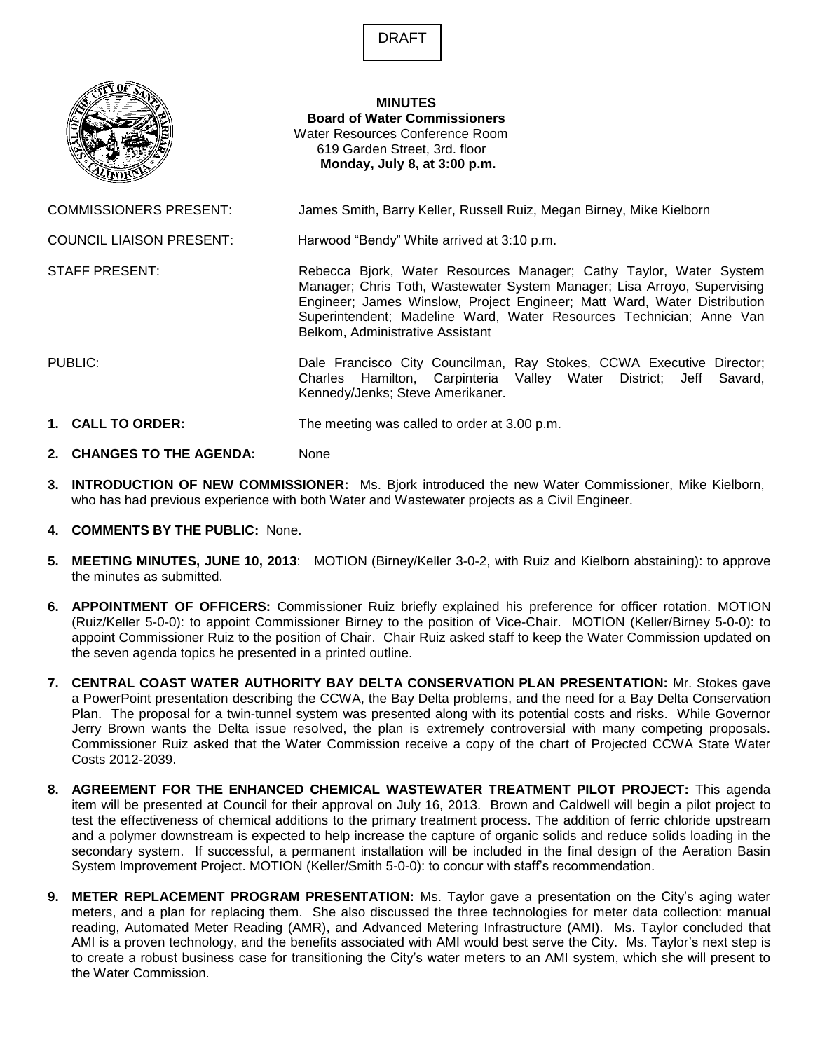DRAFT

**MINUTES**
**Board of Water Commissioners**
Water Resources Conference Room
619 Garden Street, 3rd. floor
**Monday, July 8, at 3:00 p.m.**

COMMISSIONERS PRESENT: James Smith, Barry Keller, Russell Ruiz, Megan Birney, Mike Kielborn

COUNCIL LIAISON PRESENT: Harwood "Bendy" White arrived at 3:10 p.m.

STAFF PRESENT: Rebecca Bjork, Water Resources Manager; Cathy Taylor, Water System Manager; Chris Toth, Wastewater System Manager; Lisa Arroyo, Supervising Engineer; James Winslow, Project Engineer; Matt Ward, Water Distribution Superintendent; Madeline Ward, Water Resources Technician; Anne Van Belkom, Administrative Assistant

PUBLIC: Dale Francisco City Councilman, Ray Stokes, CCWA Executive Director; Charles Hamilton, Carpinteria Valley Water District; Jeff Savard, Kennedy/Jenks; Steve Amerikaner.

1. **CALL TO ORDER:** The meeting was called to order at 3.00 p.m.

2. **CHANGES TO THE AGENDA:** None

3. **INTRODUCTION OF NEW COMMISSIONER:** Ms. Bjork introduced the new Water Commissioner, Mike Kielborn, who has had previous experience with both Water and Wastewater projects as a Civil Engineer.

4. **COMMENTS BY THE PUBLIC:** None.

5. **MEETING MINUTES, JUNE 10, 2013**: MOTION (Birney/Keller 3-0-2, with Ruiz and Kielborn abstaining): to approve the minutes as submitted.

6. **APPOINTMENT OF OFFICERS:** Commissioner Ruiz briefly explained his preference for officer rotation. MOTION (Ruiz/Keller 5-0-0): to appoint Commissioner Birney to the position of Vice-Chair. MOTION (Keller/Birney 5-0-0): to appoint Commissioner Ruiz to the position of Chair. Chair Ruiz asked staff to keep the Water Commission updated on the seven agenda topics he presented in a printed outline.

7. **CENTRAL COAST WATER AUTHORITY BAY DELTA CONSERVATION PLAN PRESENTATION:** Mr. Stokes gave a PowerPoint presentation describing the CCWA, the Bay Delta problems, and the need for a Bay Delta Conservation Plan. The proposal for a twin-tunnel system was presented along with its potential costs and risks. While Governor Jerry Brown wants the Delta issue resolved, the plan is extremely controversial with many competing proposals. Commissioner Ruiz asked that the Water Commission receive a copy of the chart of Projected CCWA State Water Costs 2012-2039.

8. **AGREEMENT FOR THE ENHANCED CHEMICAL WASTEWATER TREATMENT PILOT PROJECT:** This agenda item will be presented at Council for their approval on July 16, 2013. Brown and Caldwell will begin a pilot project to test the effectiveness of chemical additions to the primary treatment process. The addition of ferric chloride upstream and a polymer downstream is expected to help increase the capture of organic solids and reduce solids loading in the secondary system. If successful, a permanent installation will be included in the final design of the Aeration Basin System Improvement Project. MOTION (Keller/Smith 5-0-0): to concur with staff's recommendation.

9. **METER REPLACEMENT PROGRAM PRESENTATION:** Ms. Taylor gave a presentation on the City's aging water meters, and a plan for replacing them. She also discussed the three technologies for meter data collection: manual reading, Automated Meter Reading (AMR), and Advanced Metering Infrastructure (AMI). Ms. Taylor concluded that AMI is a proven technology, and the benefits associated with AMI would best serve the City. Ms. Taylor's next step is to create a robust business case for transitioning the City's water meters to an AMI system, which she will present to the Water Commission.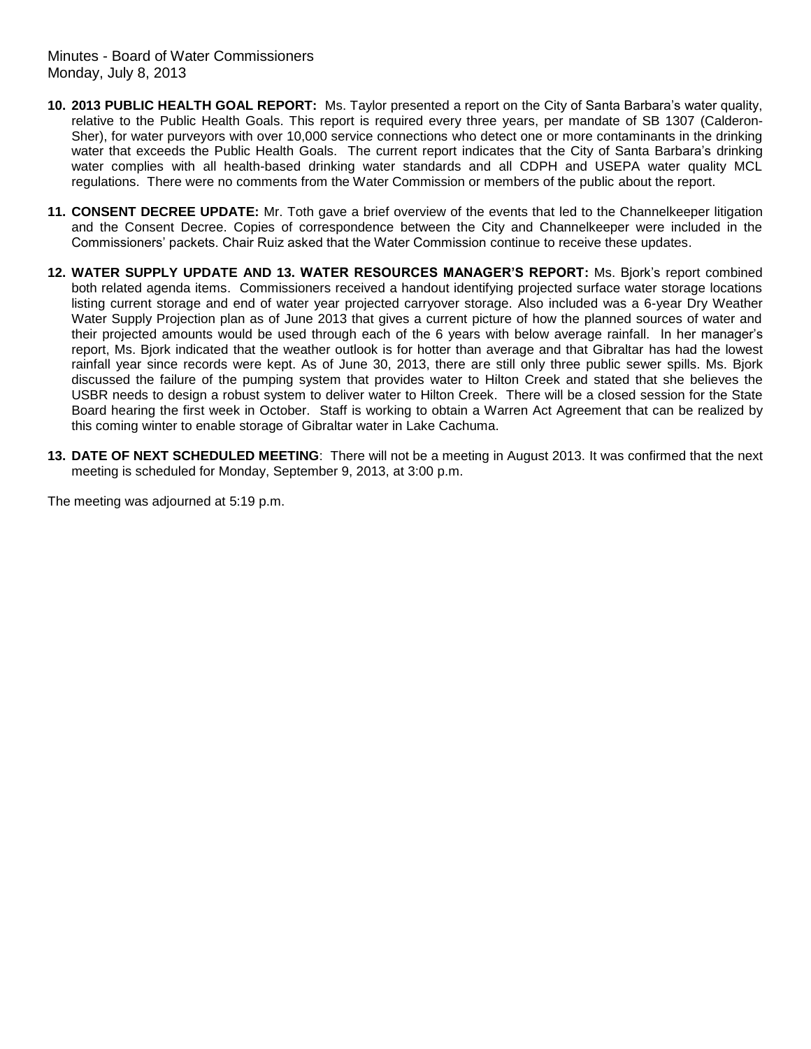**10. 2013 PUBLIC HEALTH GOAL REPORT:** Ms. Taylor presented a report on the City of Santa Barbara's water quality, relative to the Public Health Goals. This report is required every three years, per mandate of SB 1307 (Calderon-Sher), for water purveyors with over 10,000 service connections who detect one or more contaminants in the drinking water that exceeds the Public Health Goals. The current report indicates that the City of Santa Barbara's drinking water complies with all health-based drinking water standards and all CDPH and USEPA water quality MCL regulations. There were no comments from the Water Commission or members of the public about the report.

**11. CONSENT DECREE UPDATE:** Mr. Toth gave a brief overview of the events that led to the Channelkeeper litigation and the Consent Decree. Copies of correspondence between the City and Channelkeeper were included in the Commissioners' packets. Chair Ruiz asked that the Water Commission continue to receive these updates.

**12. WATER SUPPLY UPDATE AND 13. WATER RESOURCES MANAGER'S REPORT:** Ms. Bjork's report combined both related agenda items. Commissioners received a handout identifying projected surface water storage locations listing current storage and end of water year projected carryover storage. Also included was a 6-year Dry Weather Water Supply Projection plan as of June 2013 that gives a current picture of how the planned sources of water and their projected amounts would be used through each of the 6 years with below average rainfall. In her manager's report, Ms. Bjork indicated that the weather outlook is for hotter than average and that Gibraltar has had the lowest rainfall year since records were kept. As of June 30, 2013, there are still only three public sewer spills. Ms. Bjork discussed the failure of the pumping system that provides water to Hilton Creek and stated that she believes the USBR needs to design a robust system to deliver water to Hilton Creek. There will be a closed session for the State Board hearing the first week in October. Staff is working to obtain a Warren Act Agreement that can be realized by this coming winter to enable storage of Gibraltar water in Lake Cachuma.

**13. DATE OF NEXT SCHEDULED MEETING**: There will not be a meeting in August 2013. It was confirmed that the next meeting is scheduled for Monday, September 9, 2013, at 3:00 p.m.

The meeting was adjourned at 5:19 p.m.